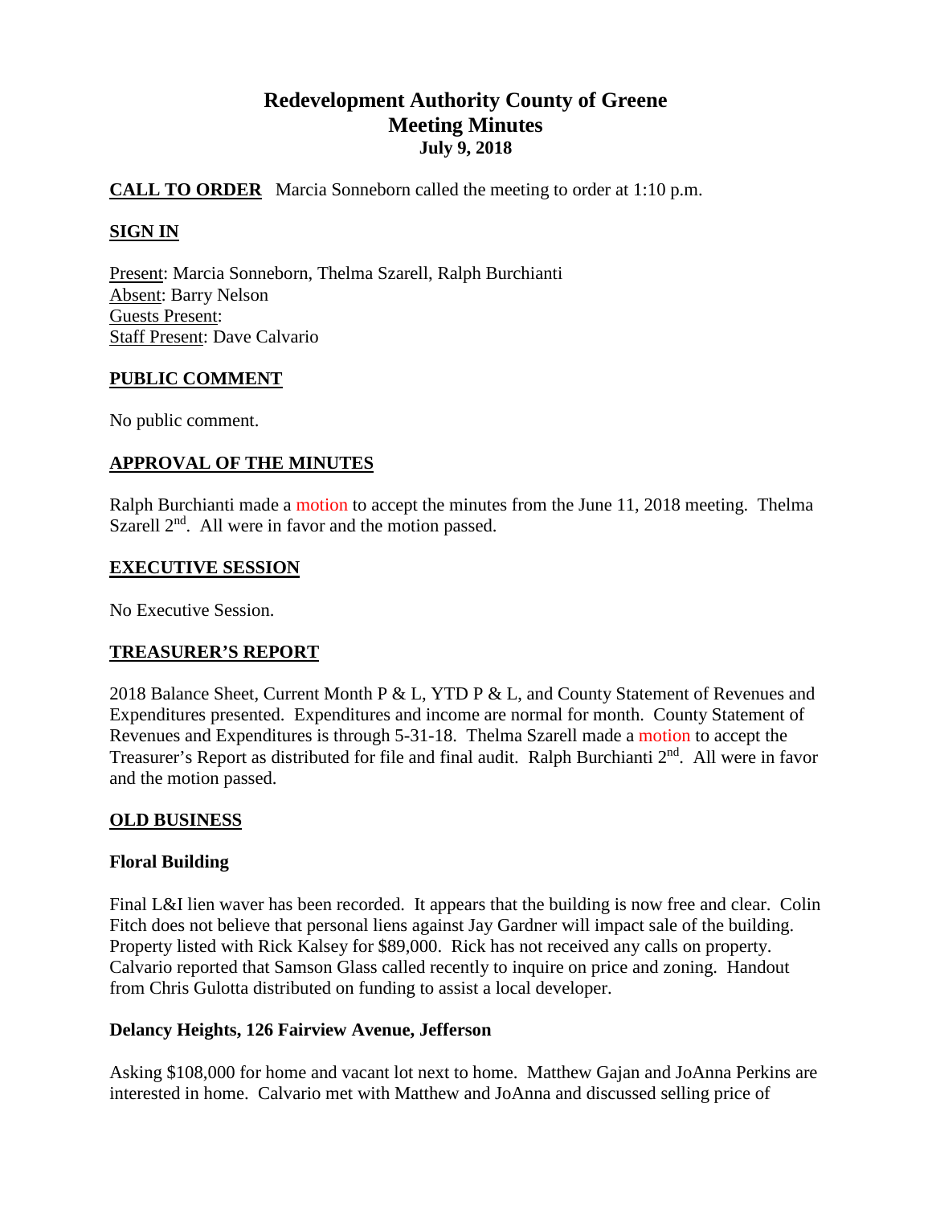# Redevelopment Authority County of Greene
## Meeting Minutes
### July 9, 2018

**CALL TO ORDER** Marcia Sonneborn called the meeting to order at 1:10 p.m.

**SIGN IN**

Present: Marcia Sonneborn, Thelma Szarell, Ralph Burchianti
Absent: Barry Nelson
Guests Present:
Staff Present: Dave Calvario

**PUBLIC COMMENT**

No public comment.

**APPROVAL OF THE MINUTES**

Ralph Burchianti made a motion to accept the minutes from the June 11, 2018 meeting. Thelma Szarell 2nd. All were in favor and the motion passed.

**EXECUTIVE SESSION**

No Executive Session.

**TREASURER'S REPORT**

2018 Balance Sheet, Current Month P & L, YTD P & L, and County Statement of Revenues and Expenditures presented. Expenditures and income are normal for month. County Statement of Revenues and Expenditures is through 5-31-18. Thelma Szarell made a motion to accept the Treasurer's Report as distributed for file and final audit. Ralph Burchianti 2nd. All were in favor and the motion passed.

**OLD BUSINESS**

**Floral Building**

Final L&I lien waver has been recorded. It appears that the building is now free and clear. Colin Fitch does not believe that personal liens against Jay Gardner will impact sale of the building. Property listed with Rick Kalsey for $89,000. Rick has not received any calls on property. Calvario reported that Samson Glass called recently to inquire on price and zoning. Handout from Chris Gulotta distributed on funding to assist a local developer.

**Delancy Heights, 126 Fairview Avenue, Jefferson**

Asking $108,000 for home and vacant lot next to home. Matthew Gajan and JoAnna Perkins are interested in home. Calvario met with Matthew and JoAnna and discussed selling price of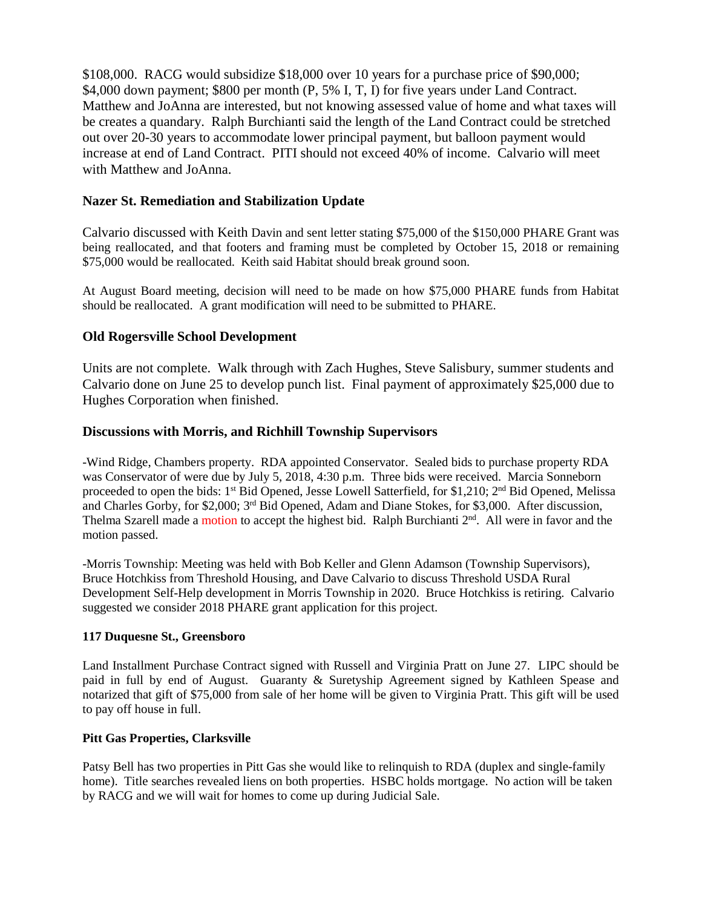$108,000. RACG would subsidize $18,000 over 10 years for a purchase price of $90,000; $4,000 down payment; $800 per month (P, 5% I, T, I) for five years under Land Contract. Matthew and JoAnna are interested, but not knowing assessed value of home and what taxes will be creates a quandary. Ralph Burchianti said the length of the Land Contract could be stretched out over 20-30 years to accommodate lower principal payment, but balloon payment would increase at end of Land Contract. PITI should not exceed 40% of income. Calvario will meet with Matthew and JoAnna.

### Nazer St. Remediation and Stabilization Update

Calvario discussed with Keith Davin and sent letter stating $75,000 of the $150,000 PHARE Grant was being reallocated, and that footers and framing must be completed by October 15, 2018 or remaining $75,000 would be reallocated. Keith said Habitat should break ground soon.

At August Board meeting, decision will need to be made on how $75,000 PHARE funds from Habitat should be reallocated. A grant modification will need to be submitted to PHARE.

### Old Rogersville School Development

Units are not complete. Walk through with Zach Hughes, Steve Salisbury, summer students and Calvario done on June 25 to develop punch list. Final payment of approximately $25,000 due to Hughes Corporation when finished.

### Discussions with Morris, and Richhill Township Supervisors

-Wind Ridge, Chambers property. RDA appointed Conservator. Sealed bids to purchase property RDA was Conservator of were due by July 5, 2018, 4:30 p.m. Three bids were received. Marcia Sonneborn proceeded to open the bids: 1st Bid Opened, Jesse Lowell Satterfield, for $1,210; 2nd Bid Opened, Melissa and Charles Gorby, for $2,000; 3rd Bid Opened, Adam and Diane Stokes, for $3,000. After discussion, Thelma Szarell made a motion to accept the highest bid. Ralph Burchianti 2nd. All were in favor and the motion passed.

-Morris Township: Meeting was held with Bob Keller and Glenn Adamson (Township Supervisors), Bruce Hotchkiss from Threshold Housing, and Dave Calvario to discuss Threshold USDA Rural Development Self-Help development in Morris Township in 2020. Bruce Hotchkiss is retiring. Calvario suggested we consider 2018 PHARE grant application for this project.

#### 117 Duquesne St., Greensboro

Land Installment Purchase Contract signed with Russell and Virginia Pratt on June 27. LIPC should be paid in full by end of August. Guaranty & Suretyship Agreement signed by Kathleen Spease and notarized that gift of $75,000 from sale of her home will be given to Virginia Pratt. This gift will be used to pay off house in full.

#### Pitt Gas Properties, Clarksville

Patsy Bell has two properties in Pitt Gas she would like to relinquish to RDA (duplex and single-family home). Title searches revealed liens on both properties. HSBC holds mortgage. No action will be taken by RACG and we will wait for homes to come up during Judicial Sale.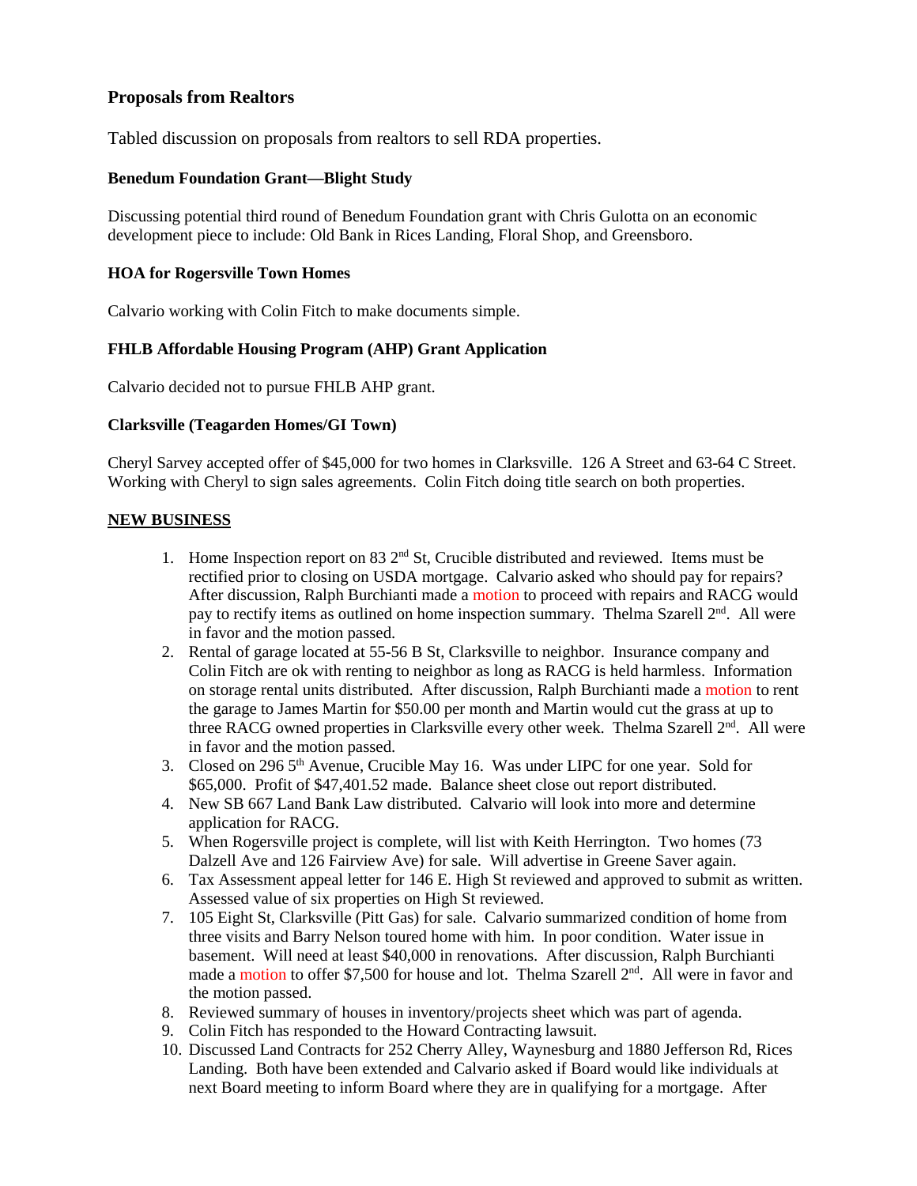## Proposals from Realtors

Tabled discussion on proposals from realtors to sell RDA properties.

### Benedum Foundation Grant—Blight Study

Discussing potential third round of Benedum Foundation grant with Chris Gulotta on an economic development piece to include: Old Bank in Rices Landing, Floral Shop, and Greensboro.

### HOA for Rogersville Town Homes

Calvario working with Colin Fitch to make documents simple.

### FHLB Affordable Housing Program (AHP) Grant Application

Calvario decided not to pursue FHLB AHP grant.

### Clarksville (Teagarden Homes/GI Town)

Cheryl Sarvey accepted offer of $45,000 for two homes in Clarksville. 126 A Street and 63-64 C Street. Working with Cheryl to sign sales agreements. Colin Fitch doing title search on both properties.

**NEW BUSINESS**

1. Home Inspection report on 83 2nd St, Crucible distributed and reviewed. Items must be rectified prior to closing on USDA mortgage. Calvario asked who should pay for repairs? After discussion, Ralph Burchianti made a motion to proceed with repairs and RACG would pay to rectify items as outlined on home inspection summary. Thelma Szarell 2nd. All were in favor and the motion passed.
2. Rental of garage located at 55-56 B St, Clarksville to neighbor. Insurance company and Colin Fitch are ok with renting to neighbor as long as RACG is held harmless. Information on storage rental units distributed. After discussion, Ralph Burchianti made a motion to rent the garage to James Martin for $50.00 per month and Martin would cut the grass at up to three RACG owned properties in Clarksville every other week. Thelma Szarell 2nd. All were in favor and the motion passed.
3. Closed on 296 5th Avenue, Crucible May 16. Was under LIPC for one year. Sold for $65,000. Profit of $47,401.52 made. Balance sheet close out report distributed.
4. New SB 667 Land Bank Law distributed. Calvario will look into more and determine application for RACG.
5. When Rogersville project is complete, will list with Keith Herrington. Two homes (73 Dalzell Ave and 126 Fairview Ave) for sale. Will advertise in Greene Saver again.
6. Tax Assessment appeal letter for 146 E. High St reviewed and approved to submit as written. Assessed value of six properties on High St reviewed.
7. 105 Eight St, Clarksville (Pitt Gas) for sale. Calvario summarized condition of home from three visits and Barry Nelson toured home with him. In poor condition. Water issue in basement. Will need at least $40,000 in renovations. After discussion, Ralph Burchianti made a motion to offer $7,500 for house and lot. Thelma Szarell 2nd. All were in favor and the motion passed.
8. Reviewed summary of houses in inventory/projects sheet which was part of agenda.
9. Colin Fitch has responded to the Howard Contracting lawsuit.
10. Discussed Land Contracts for 252 Cherry Alley, Waynesburg and 1880 Jefferson Rd, Rices Landing. Both have been extended and Calvario asked if Board would like individuals at next Board meeting to inform Board where they are in qualifying for a mortgage. After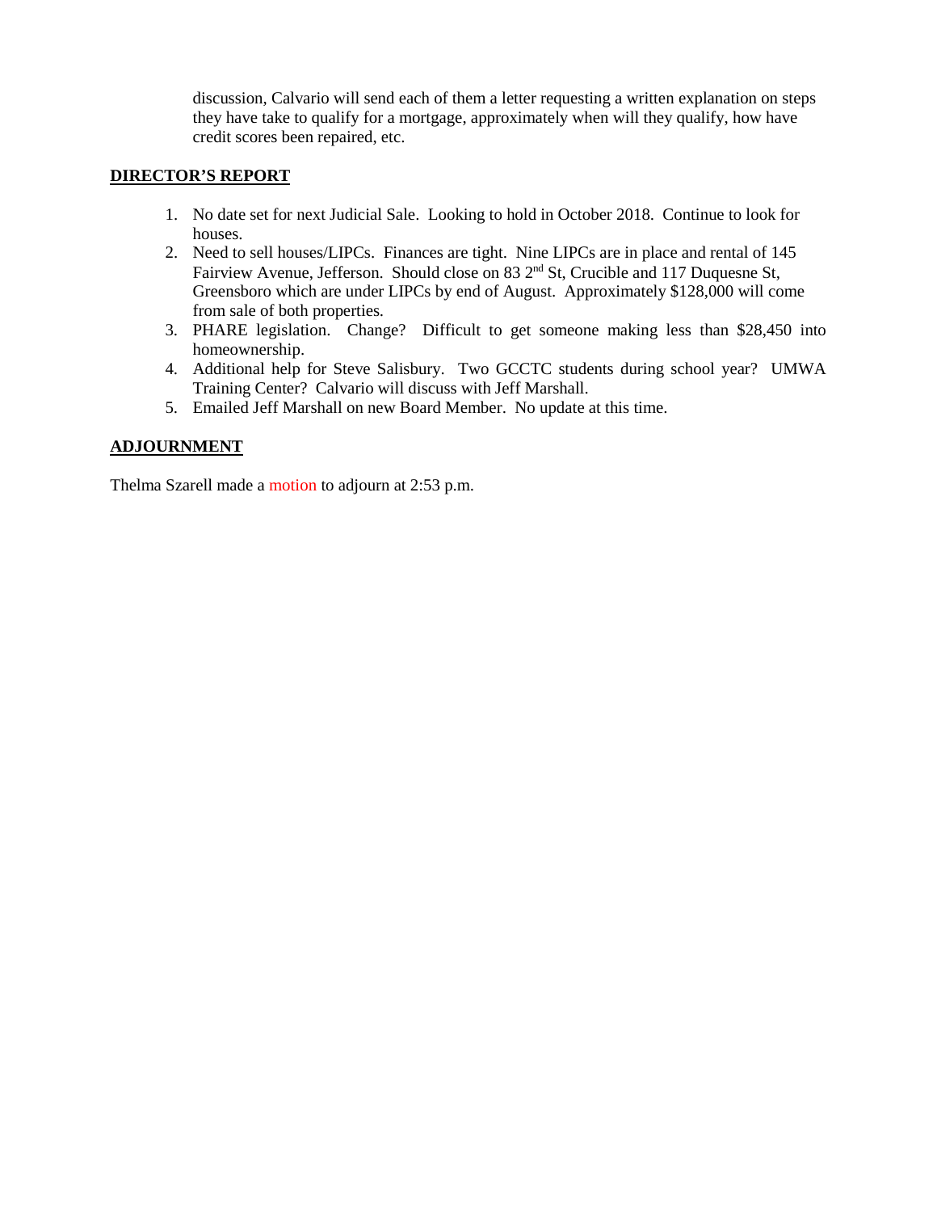discussion, Calvario will send each of them a letter requesting a written explanation on steps they have take to qualify for a mortgage, approximately when will they qualify, how have credit scores been repaired, etc.

**DIRECTOR'S REPORT**

1. No date set for next Judicial Sale. Looking to hold in October 2018. Continue to look for houses.
2. Need to sell houses/LIPCs. Finances are tight. Nine LIPCs are in place and rental of 145 Fairview Avenue, Jefferson. Should close on 83 2nd St, Crucible and 117 Duquesne St, Greensboro which are under LIPCs by end of August. Approximately $128,000 will come from sale of both properties.
3. PHARE legislation. Change? Difficult to get someone making less than $28,450 into homeownership.
4. Additional help for Steve Salisbury. Two GCCTC students during school year? UMWA Training Center? Calvario will discuss with Jeff Marshall.
5. Emailed Jeff Marshall on new Board Member. No update at this time.

**ADJOURNMENT**

Thelma Szarell made a motion to adjourn at 2:53 p.m.